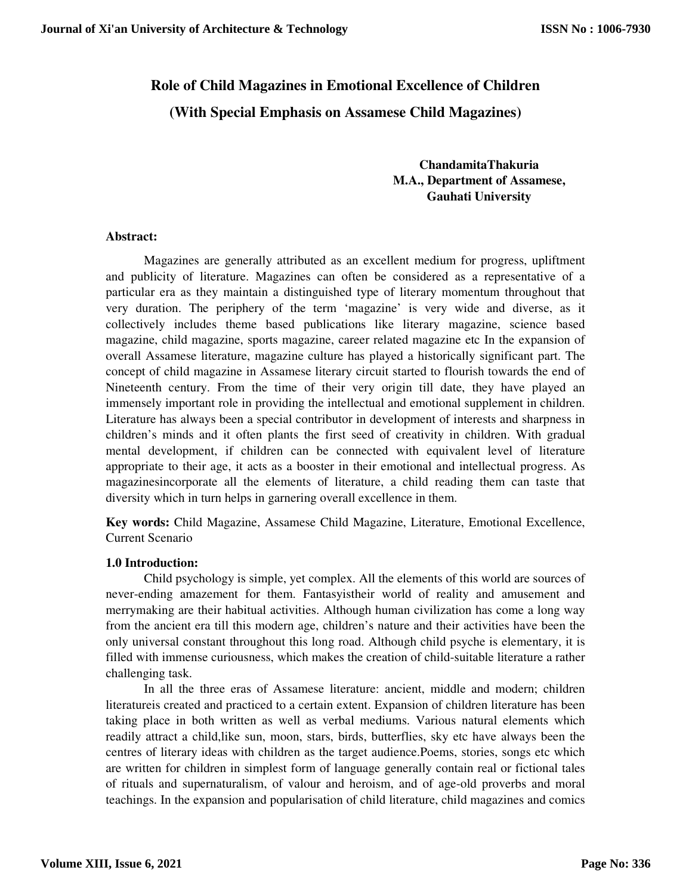# Role of Child Magazines in Emotional Excellence of Children
## (With Special Emphasis on Assamese Child Magazines)

**ChandamitaThakuria**
**M.A., Department of Assamese,**
**Gauhati University**

**Abstract:**

Magazines are generally attributed as an excellent medium for progress, upliftment and publicity of literature. Magazines can often be considered as a representative of a particular era as they maintain a distinguished type of literary momentum throughout that very duration. The periphery of the term 'magazine' is very wide and diverse, as it collectively includes theme based publications like literary magazine, science based magazine, child magazine, sports magazine, career related magazine etc In the expansion of overall Assamese literature, magazine culture has played a historically significant part. The concept of child magazine in Assamese literary circuit started to flourish towards the end of Nineteenth century. From the time of their very origin till date, they have played an immensely important role in providing the intellectual and emotional supplement in children. Literature has always been a special contributor in development of interests and sharpness in children's minds and it often plants the first seed of creativity in children. With gradual mental development, if children can be connected with equivalent level of literature appropriate to their age, it acts as a booster in their emotional and intellectual progress. As magazinesincorporate all the elements of literature, a child reading them can taste that diversity which in turn helps in garnering overall excellence in them.

**Key words:** Child Magazine, Assamese Child Magazine, Literature, Emotional Excellence, Current Scenario

**1.0 Introduction:**

Child psychology is simple, yet complex. All the elements of this world are sources of never-ending amazement for them. Fantasyistheir world of reality and amusement and merrymaking are their habitual activities. Although human civilization has come a long way from the ancient era till this modern age, children's nature and their activities have been the only universal constant throughout this long road. Although child psyche is elementary, it is filled with immense curiousness, which makes the creation of child-suitable literature a rather challenging task.

In all the three eras of Assamese literature: ancient, middle and modern; children literatureis created and practiced to a certain extent. Expansion of children literature has been taking place in both written as well as verbal mediums. Various natural elements which readily attract a child,like sun, moon, stars, birds, butterflies, sky etc have always been the centres of literary ideas with children as the target audience.Poems, stories, songs etc which are written for children in simplest form of language generally contain real or fictional tales of rituals and supernaturalism, of valour and heroism, and of age-old proverbs and moral teachings. In the expansion and popularisation of child literature, child magazines and comics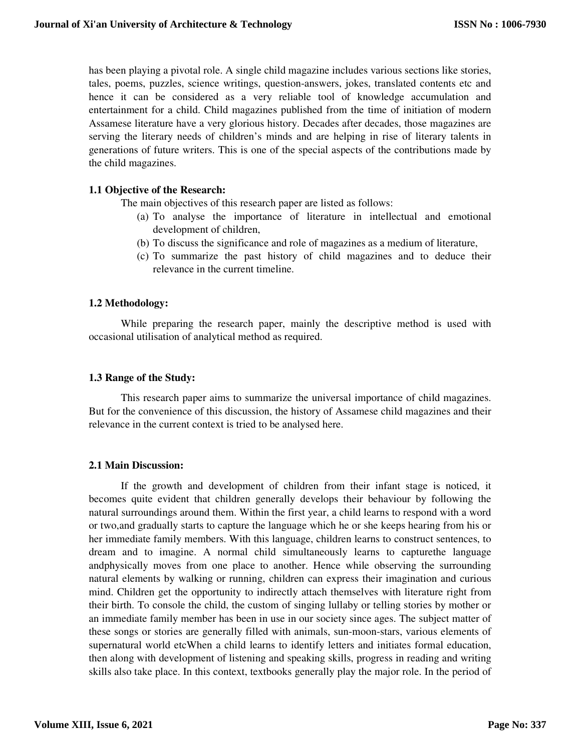has been playing a pivotal role. A single child magazine includes various sections like stories, tales, poems, puzzles, science writings, question-answers, jokes, translated contents etc and hence it can be considered as a very reliable tool of knowledge accumulation and entertainment for a child. Child magazines published from the time of initiation of modern Assamese literature have a very glorious history. Decades after decades, those magazines are serving the literary needs of children's minds and are helping in rise of literary talents in generations of future writers. This is one of the special aspects of the contributions made by the child magazines.

### 1.1 Objective of the Research:

The main objectives of this research paper are listed as follows:

(a) To analyse the importance of literature in intellectual and emotional development of children,

(b) To discuss the significance and role of magazines as a medium of literature,

(c) To summarize the past history of child magazines and to deduce their relevance in the current timeline.

### 1.2 Methodology:

While preparing the research paper, mainly the descriptive method is used with occasional utilisation of analytical method as required.

### 1.3 Range of the Study:

This research paper aims to summarize the universal importance of child magazines. But for the convenience of this discussion, the history of Assamese child magazines and their relevance in the current context is tried to be analysed here.

### 2.1 Main Discussion:

If the growth and development of children from their infant stage is noticed, it becomes quite evident that children generally develops their behaviour by following the natural surroundings around them. Within the first year, a child learns to respond with a word or two,and gradually starts to capture the language which he or she keeps hearing from his or her immediate family members. With this language, children learns to construct sentences, to dream and to imagine. A normal child simultaneously learns to capturethe language andphysically moves from one place to another. Hence while observing the surrounding natural elements by walking or running, children can express their imagination and curious mind. Children get the opportunity to indirectly attach themselves with literature right from their birth. To console the child, the custom of singing lullaby or telling stories by mother or an immediate family member has been in use in our society since ages. The subject matter of these songs or stories are generally filled with animals, sun-moon-stars, various elements of supernatural world etcWhen a child learns to identify letters and initiates formal education, then along with development of listening and speaking skills, progress in reading and writing skills also take place. In this context, textbooks generally play the major role. In the period of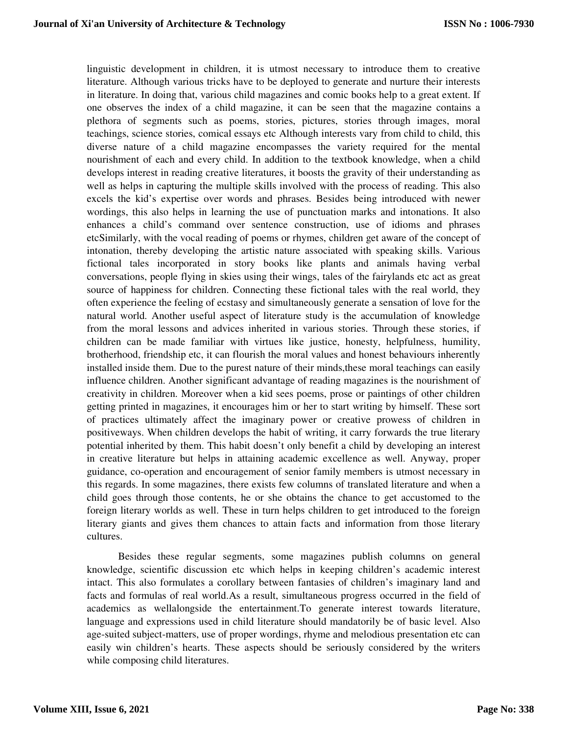linguistic development in children, it is utmost necessary to introduce them to creative literature. Although various tricks have to be deployed to generate and nurture their interests in literature. In doing that, various child magazines and comic books help to a great extent. If one observes the index of a child magazine, it can be seen that the magazine contains a plethora of segments such as poems, stories, pictures, stories through images, moral teachings, science stories, comical essays etc Although interests vary from child to child, this diverse nature of a child magazine encompasses the variety required for the mental nourishment of each and every child. In addition to the textbook knowledge, when a child develops interest in reading creative literatures, it boosts the gravity of their understanding as well as helps in capturing the multiple skills involved with the process of reading. This also excels the kid's expertise over words and phrases. Besides being introduced with newer wordings, this also helps in learning the use of punctuation marks and intonations. It also enhances a child's command over sentence construction, use of idioms and phrases etcSimilarly, with the vocal reading of poems or rhymes, children get aware of the concept of intonation, thereby developing the artistic nature associated with speaking skills. Various fictional tales incorporated in story books like plants and animals having verbal conversations, people flying in skies using their wings, tales of the fairylands etc act as great source of happiness for children. Connecting these fictional tales with the real world, they often experience the feeling of ecstasy and simultaneously generate a sensation of love for the natural world. Another useful aspect of literature study is the accumulation of knowledge from the moral lessons and advices inherited in various stories. Through these stories, if children can be made familiar with virtues like justice, honesty, helpfulness, humility, brotherhood, friendship etc, it can flourish the moral values and honest behaviours inherently installed inside them. Due to the purest nature of their minds,these moral teachings can easily influence children. Another significant advantage of reading magazines is the nourishment of creativity in children. Moreover when a kid sees poems, prose or paintings of other children getting printed in magazines, it encourages him or her to start writing by himself. These sort of practices ultimately affect the imaginary power or creative prowess of children in positiveways. When children develops the habit of writing, it carry forwards the true literary potential inherited by them. This habit doesn't only benefit a child by developing an interest in creative literature but helps in attaining academic excellence as well. Anyway, proper guidance, co-operation and encouragement of senior family members is utmost necessary in this regards. In some magazines, there exists few columns of translated literature and when a child goes through those contents, he or she obtains the chance to get accustomed to the foreign literary worlds as well. These in turn helps children to get introduced to the foreign literary giants and gives them chances to attain facts and information from those literary cultures.

Besides these regular segments, some magazines publish columns on general knowledge, scientific discussion etc which helps in keeping children's academic interest intact. This also formulates a corollary between fantasies of children's imaginary land and facts and formulas of real world.As a result, simultaneous progress occurred in the field of academics as wellalongside the entertainment.To generate interest towards literature, language and expressions used in child literature should mandatorily be of basic level. Also age-suited subject-matters, use of proper wordings, rhyme and melodious presentation etc can easily win children's hearts. These aspects should be seriously considered by the writers while composing child literatures.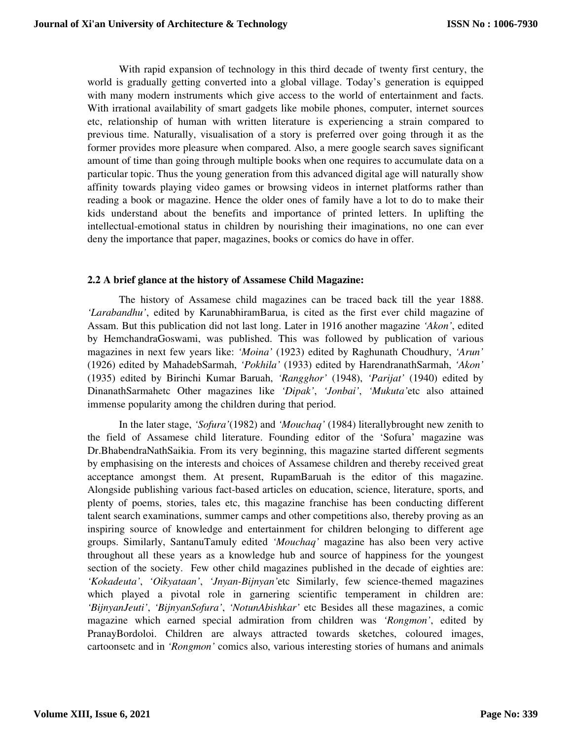With rapid expansion of technology in this third decade of twenty first century, the world is gradually getting converted into a global village. Today's generation is equipped with many modern instruments which give access to the world of entertainment and facts. With irrational availability of smart gadgets like mobile phones, computer, internet sources etc, relationship of human with written literature is experiencing a strain compared to previous time. Naturally, visualisation of a story is preferred over going through it as the former provides more pleasure when compared. Also, a mere google search saves significant amount of time than going through multiple books when one requires to accumulate data on a particular topic. Thus the young generation from this advanced digital age will naturally show affinity towards playing video games or browsing videos in internet platforms rather than reading a book or magazine. Hence the older ones of family have a lot to do to make their kids understand about the benefits and importance of printed letters. In uplifting the intellectual-emotional status in children by nourishing their imaginations, no one can ever deny the importance that paper, magazines, books or comics do have in offer.

### 2.2 A brief glance at the history of Assamese Child Magazine:

The history of Assamese child magazines can be traced back till the year 1888. *'Larabandhu'*, edited by KarunabhiramBarua, is cited as the first ever child magazine of Assam. But this publication did not last long. Later in 1916 another magazine *'Akon'*, edited by HemchandraGoswami, was published. This was followed by publication of various magazines in next few years like: *'Moina'* (1923) edited by Raghunath Choudhury, *'Arun'* (1926) edited by MahadebSarmah, *'Pokhila'* (1933) edited by HarendranathSarmah, *'Akon'* (1935) edited by Birinchi Kumar Baruah, *'Rangghor'* (1948), *'Parijat'* (1940) edited by DinanathSarmahetc Other magazines like *'Dipak'*, *'Jonbai'*, *'Mukuta'*etc also attained immense popularity among the children during that period.

In the later stage, *'Sofura'*(1982) and *'Mouchaq'* (1984) literallybrought new zenith to the field of Assamese child literature. Founding editor of the 'Sofura' magazine was Dr.BhabendraNathSaikia. From its very beginning, this magazine started different segments by emphasising on the interests and choices of Assamese children and thereby received great acceptance amongst them. At present, RupamBaruah is the editor of this magazine. Alongside publishing various fact-based articles on education, science, literature, sports, and plenty of poems, stories, tales etc, this magazine franchise has been conducting different talent search examinations, summer camps and other competitions also, thereby proving as an inspiring source of knowledge and entertainment for children belonging to different age groups. Similarly, SantanuTamuly edited *'Mouchaq'* magazine has also been very active throughout all these years as a knowledge hub and source of happiness for the youngest section of the society. Few other child magazines published in the decade of eighties are: *'Kokadeuta'*, *'Oikyataan'*, *'Jnyan-Bijnyan'*etc Similarly, few science-themed magazines which played a pivotal role in garnering scientific temperament in children are: *'BijnyanJeuti'*, *'BijnyanSofura'*, *'NotunAbishkar'* etc Besides all these magazines, a comic magazine which earned special admiration from children was *'Rongmon'*, edited by PranayBordoloi. Children are always attracted towards sketches, coloured images, cartoonsetc and in *'Rongmon'* comics also, various interesting stories of humans and animals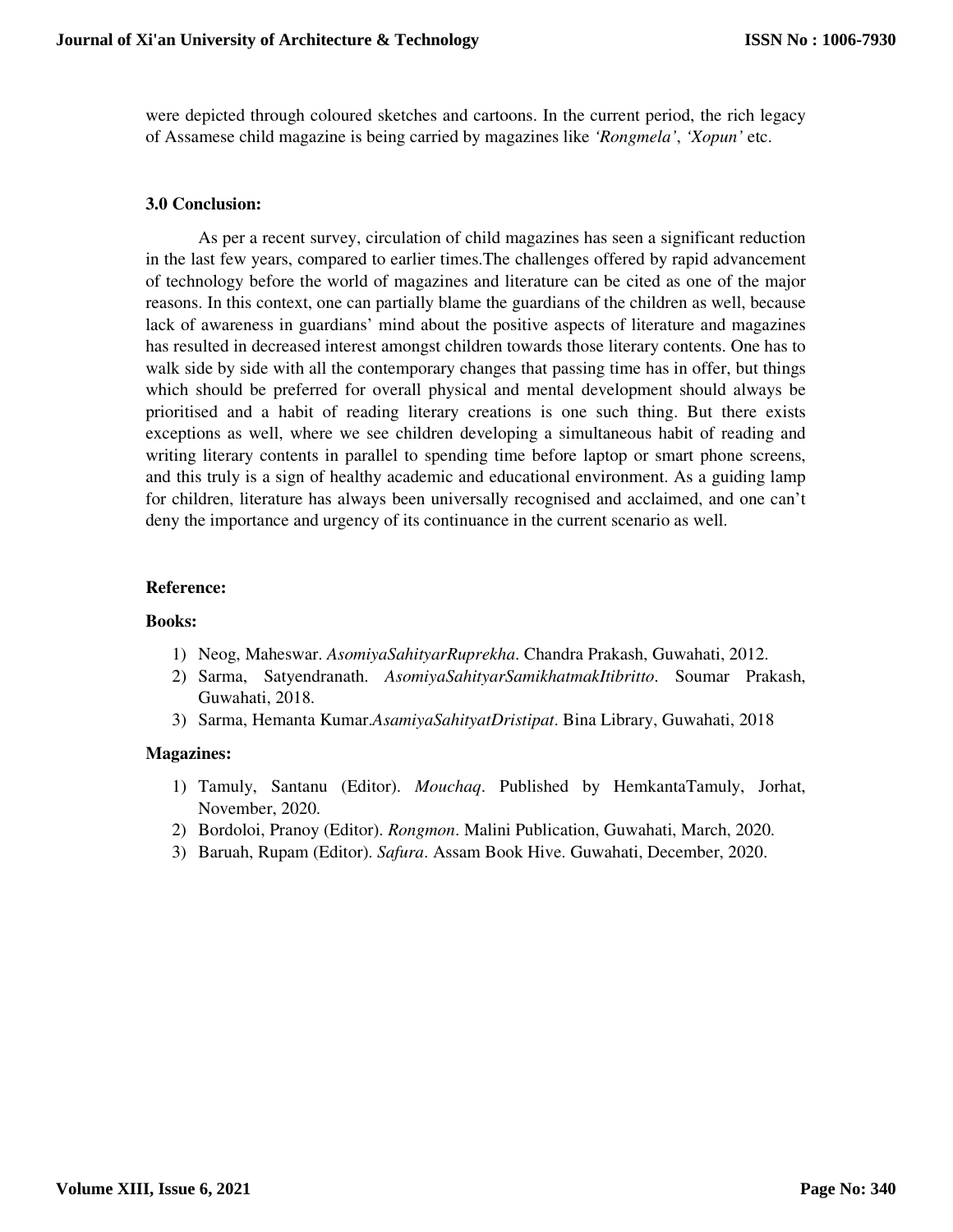were depicted through coloured sketches and cartoons. In the current period, the rich legacy of Assamese child magazine is being carried by magazines like *'Rongmela'*, *'Xopun'* etc.

### 3.0 Conclusion:

As per a recent survey, circulation of child magazines has seen a significant reduction in the last few years, compared to earlier times.The challenges offered by rapid advancement of technology before the world of magazines and literature can be cited as one of the major reasons. In this context, one can partially blame the guardians of the children as well, because lack of awareness in guardians' mind about the positive aspects of literature and magazines has resulted in decreased interest amongst children towards those literary contents. One has to walk side by side with all the contemporary changes that passing time has in offer, but things which should be preferred for overall physical and mental development should always be prioritised and a habit of reading literary creations is one such thing. But there exists exceptions as well, where we see children developing a simultaneous habit of reading and writing literary contents in parallel to spending time before laptop or smart phone screens, and this truly is a sign of healthy academic and educational environment. As a guiding lamp for children, literature has always been universally recognised and acclaimed, and one can't deny the importance and urgency of its continuance in the current scenario as well.

### Reference:

**Books:**

1) Neog, Maheswar. *AsomiyaSahityarRuprekha*. Chandra Prakash, Guwahati, 2012.
2) Sarma, Satyendranath. *AsomiyaSahityarSamikhatmakItibritto*. Soumar Prakash, Guwahati, 2018.
3) Sarma, Hemanta Kumar.*AsamiyaSahityatDristipat*. Bina Library, Guwahati, 2018

**Magazines:**

1) Tamuly, Santanu (Editor). *Mouchaq*. Published by HemkantaTamuly, Jorhat, November, 2020.
2) Bordoloi, Pranoy (Editor). *Rongmon*. Malini Publication, Guwahati, March, 2020.
3) Baruah, Rupam (Editor). *Safura*. Assam Book Hive. Guwahati, December, 2020.